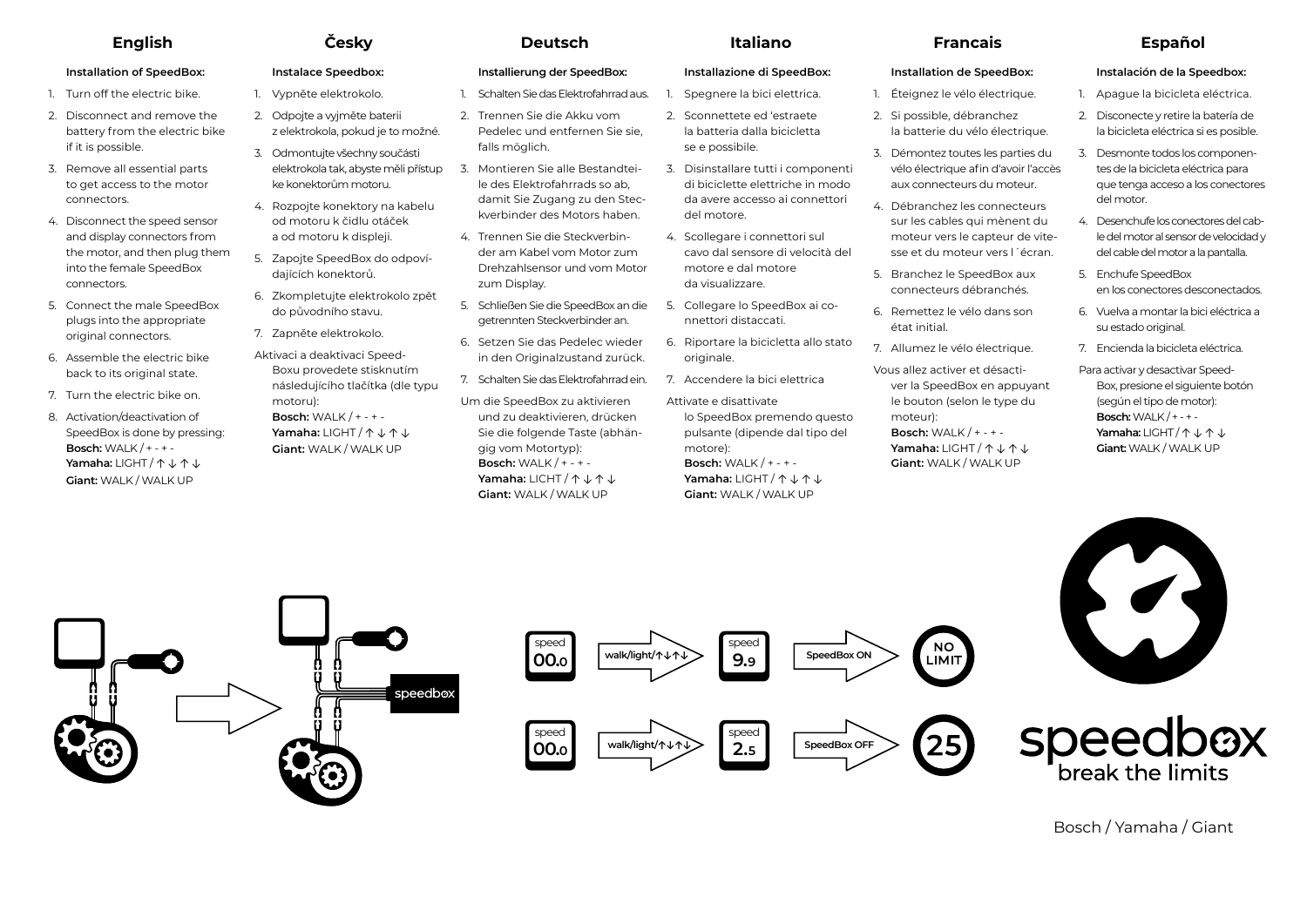## English

**Installation of SpeedBox:**

1. Turn off the electric bike.
2. Disconnect and remove the battery from the electric bike if it is possible.
3. Remove all essential parts to get access to the motor connectors.
4. Disconnect the speed sensor and display connectors from the motor, and then plug them into the female SpeedBox connectors.
5. Connect the male SpeedBox plugs into the appropriate original connectors.
6. Assemble the electric bike back to its original state.
7. Turn the electric bike on.
8. Activation/deactivation of SpeedBox is done by pressing:
   **Bosch:** WALK / + - + -
   **Yamaha:** LIGHT / ↑ ↓ ↑ ↓
   **Giant:** WALK / WALK UP

## Česky

**Instalace Speedbox:**

1. Vypněte elektrokolo.
2. Odpojte a vyjměte baterii z elektrokola, pokud je to možné.
3. Odmontujte všechny součásti elektrokola tak, abyste měli přístup ke konektorům motoru.
4. Rozpojte konektory na kabelu od motoru k čidlu otáček a od motoru k displeji.
5. Zapojte SpeedBox do odpovídajících konektorů.
6. Zkompletujte elektrokolo zpět do původního stavu.
7. Zapněte elektrokolo.

Aktivaci a deaktivaci SpeedBoxu provedete stisknutím následujícího tlačítka (dle typu motoru):
**Bosch:** WALK / + - + -
**Yamaha:** LIGHT / ↑ ↓ ↑ ↓
**Giant:** WALK / WALK UP

## Deutsch

**Installierung der SpeedBox:**

1. Schalten Sie das Elektrofahrrad aus.
2. Trennen Sie die Akku vom Pedelec und entfernen Sie sie, falls möglich.
3. Montieren Sie alle Bestandteile des Elektrofahrrads so ab, damit Sie Zugang zu den Steckverbinder des Motors haben.
4. Trennen Sie die Steckverbinder am Kabel vom Motor zum Drehzahlsensor und vom Motor zum Display.
5. Schließen Sie die SpeedBox an die getrennten Steckverbinder an.
6. Setzen Sie das Pedelec wieder in den Originalzustand zurück.
7. Schalten Sie das Elektrofahrrad ein.

Um die SpeedBox zu aktivieren und zu deaktivieren, drücken Sie die folgende Taste (abhängig vom Motortyp):
**Bosch:** WALK / + - + -
**Yamaha:** LICHT / ↑ ↓ ↑ ↓
**Giant:** WALK / WALK UP

## Italiano

**Installazione di SpeedBox:**

1. Spegnere la bici elettrica.
2. Sconnettete ed 'estraete la batteria dalla bicicletta se e possibile.
3. Disinstallare tutti i componenti di biciclette elettriche in modo da avere accesso ai connettori del motore.
4. Scollegare i connettori sul cavo dal sensore di velocità del motore e dal motore da visualizzare.
5. Collegare lo SpeedBox ai connettori distaccati.
6. Riportare la bicicletta allo stato originale.
7. Accendere la bici elettrica

Attivate e disattivate lo SpeedBox premendo questo pulsante (dipende dal tipo del motore):
**Bosch:** WALK / + - + -
**Yamaha:** LIGHT / ↑ ↓ ↑ ↓
**Giant:** WALK / WALK UP

## Francais

**Installation de SpeedBox:**

1. Éteignez le vélo électrique.
2. Si possible, débranchez la batterie du vélo électrique.
3. Démontez toutes les parties du vélo électrique afin d'avoir l'accès aux connecteurs du moteur.
4. Débranchez les connecteurs sur les cables qui mènent du moteur vers le capteur de vitesse et du moteur vers l´écran.
5. Branchez le SpeedBox aux connecteurs débranchés.
6. Remettez le vélo dans son état initial.
7. Allumez le vélo électrique.

Vous allez activer et désactiver la SpeedBox en appuyant le bouton (selon le type du moteur):
**Bosch:** WALK / + - + -
**Yamaha:** LIGHT / ↑ ↓ ↑ ↓
**Giant:** WALK / WALK UP

## Español

**Instalación de la Speedbox:**

1. Apague la bicicleta eléctrica.
2. Disconecte y retire la batería de la bicicleta eléctrica si es posible.
3. Desmonte todos los componentes de la bicicleta eléctrica para que tenga acceso a los conectores del motor.
4. Desenchufe los conectores del cable del motor al sensor de velocidad y del cable del motor a la pantalla.
5. Enchufe SpeedBox en los conectores desconectados.
6. Vuelva a montar la bici eléctrica a su estado original.
7. Encienda la bicicleta eléctrica.

Para activar y desactivar SpeedBox, presione el siguiente botón (según el tipo de motor):
**Bosch:** WALK / + - + -
**Yamaha:** LIGHT / ↑ ↓ ↑ ↓
**Giant:** WALK / WALK UP

speedbox

speed 00.0 → walk/light/↑↓↑↓ → speed 9.9 → SpeedBox ON → NO LIMIT

speed 00.0 → walk/light/↑↓↑↓ → speed 2.5 → SpeedBox OFF → 25

speedbox
break the limits

Bosch / Yamaha / Giant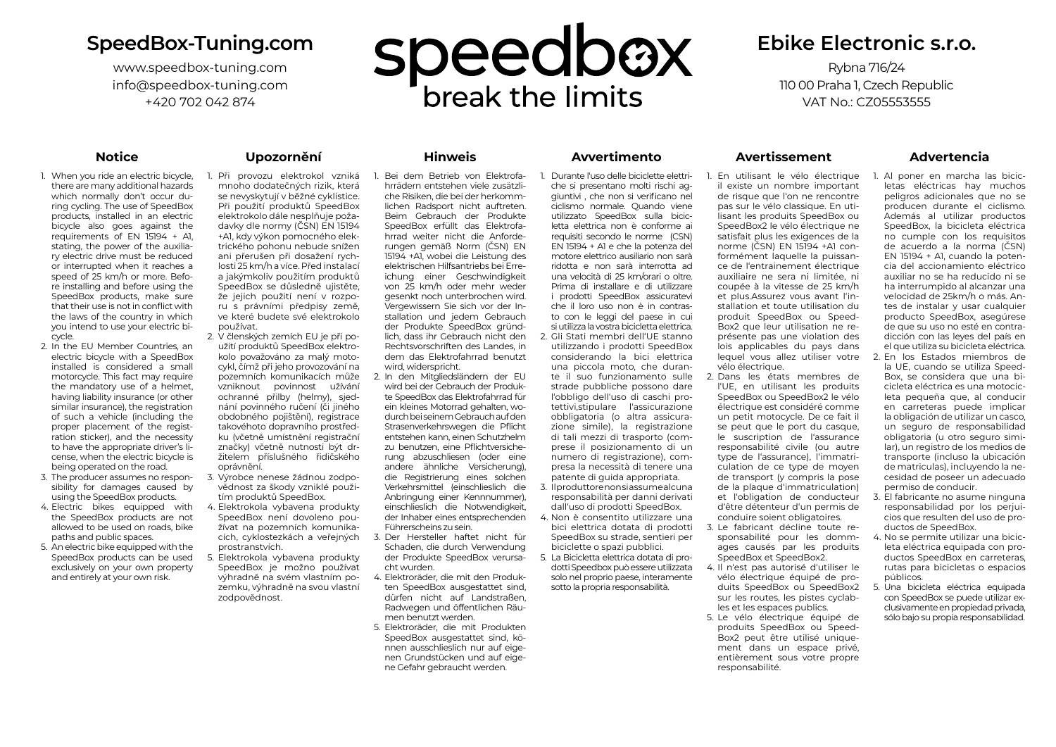**SpeedBox-Tuning.com**

www.speedbox-tuning.com
info@speedbox-tuning.com
+420 702 042 874

**speedbox**
break the limits

**Ebike Electronic s.r.o.**

Rybna 716/24
110 00 Praha 1, Czech Republic
VAT No.: CZ05553555

## Notice

1. When you ride an electric bicycle, there are many additional hazards which normally don't occur during cycling. The use of SpeedBox products, installed in an electric bicycle also goes against the requirements of EN 15194 + A1, stating, the power of the auxiliary electric drive must be reduced or interrupted when it reaches a speed of 25 km/h or more. Before installing and before using the SpeedBox products, make sure that their use is not in conflict with the laws of the country in which you intend to use your electric bicycle.
2. In the EU Member Countries, an electric bicycle with a SpeedBox installed is considered a small motorcycle. This fact may require the mandatory use of a helmet, having liability insurance (or other similar insurance), the registration of such a vehicle (including the proper placement of the registration sticker), and the necessity to have the appropriate driver's license, when the electric bicycle is being operated on the road.
3. The producer assumes no responsibility for damages caused by using the SpeedBox products.
4. Electric bikes equipped with the SpeedBox products are not allowed to be used on roads, bike paths and public spaces.
5. An electric bike equipped with the SpeedBox products can be used exclusively on your own property and entirely at your own risk.

## Upozornění

1. Při provozu elektrokol vzniká mnoho dodatečných rizik, která se nevyskytují v běžné cyklistice. Při použití produktů SpeedBox elektrokolo dále nesplňuje požadavky dle normy (ČSN) EN 15194 +A1, kdy výkon pomocného elektrického pohonu nebude snížen ani přerušen při dosažení rychlosti 25 km/h a více. Před instalací a jakýmkoliv použitím produktů SpeedBox se důsledně ujistěte, že jejich použití není v rozporu s právními předpisy země, ve které budete své elektrokolo používat.
2. V členských zemích EU je při použití produktů SpeedBox elektrokolo považováno za malý motocykl, čímž při jeho provozování na pozemních komunikacích může vzniknout povinnost užívání ochranné přilby (helmy), sjednání povinného ručení (či jiného obdobného pojištění), registrace takovéhoto dopravního prostředku (včetně umístnění registrační značky) včetně nutnosti být držitelem příslušného řidičského oprávnění.
3. Výrobce nenese žádnou zodpovědnost za škody vzniklé použitím produktů SpeedBox.
4. Elektrokola vybavena produkty SpeedBox není dovoleno používat na pozemních komunikacích, cyklostezkách a veřejných prostranstvích.
5. Elektrokola vybavena produkty SpeedBox je možno používat výhradně na svém vlastním pozemku, výhradně na svou vlastní zodpovědnost.

## Hinweis

1. Bei dem Betrieb von Elektrofahrrädern entstehen viele zusätzliche Risiken, die bei der herkommlichen Radsport nicht auftreten. Beim Gebrauch der Produkte SpeedBox erfüllt das Elektrofahrrad weiter nicht die Anforderungen gemäß Norm (ČSN) EN 15194 +A1, wobei die Leistung des elektrischen Hilfsantriebs bei Erreichung einer Geschwindigkeit von 25 km/h oder mehr weder gesenkt noch unterbrochen wird. Vergewissern Sie sich vor der Installation und jedem Gebrauch der Produkte SpeedBox gründlich, dass ihr Gebrauch nicht den Rechtsvorschriften des Landes, in dem das Elektrofahrrad benutzt wird, widerspricht.
2. In den Mitgliedsländern der EU wird bei der Gebrauch der Produkte SpeedBox das Elektrofahrrad für ein kleines Motorrad gehalten, wodurch bei seinem Gebrauch auf den Strasenverkehrswegen die Pflicht entstehen kann, einen Schutzhelm zu benutzen, eine Pflichtversicherung abzuschliesen (oder eine andere ähnliche Versicherung), die Registrierung eines solchen Verkehrsmittel (einschlieslich die Anbringung einer Kennnummer), einschlieslich die Notwendigkeit, der Inhaber eines entsprechenden Führerscheins zu sein.
3. Der Hersteller haftet nicht für Schaden, die durch Verwendung der Produkte SpeedBox verursacht wurden.
4. Elektroräder, die mit den Produkten SpeedBox ausgestattet sind, dürfen nicht auf Landstraßen, Radwegen und öffentlichen Räumen benutzt werden.
5. Elektroräder, die mit Produkten SpeedBox ausgestattet sind, können ausschlieslich nur auf eigenen Grundstücken und auf eigene Gefahr gebraucht werden.

## Avvertimento

1. Durante l'uso delle biciclette elettriche si presentano molti rischi aggiuntivi , che non si verificano nel ciclismo normale. Quando viene utilizzato SpeedBox sulla bicicletta elettrica non è conforme ai requisiti secondo le norme (CSN) EN 15194 + A1 e che la potenza del motore elettrico ausiliario non sarà ridotta e non sarà interrotta ad una velocità di 25 km/orari o oltre. Prima di installare e di utilizzare i prodotti SpeedBox assicuratevi che il loro uso non è in contrasto con le leggi del paese in cui si utilizza la vostra bicicletta elettrica.
2. Gli Stati membri dell'UE stanno utilizzando i prodotti SpeedBox considerando la bici elettrica una piccola moto, che durante il suo funzionamento sulle strade pubbliche possono dare l'obbligo dell'uso di caschi protettivi,stipulare l'assicurazione obbligatoria (o altra assicurazione simile), la registrazione di tali mezzi di trasporto (comprese il posizionamento di un numero di registrazione), compresa la necessità di tenere una patente di guida appropriata.
3. Ilproduttorenonsiassumealcuna responsabilità per danni derivati dall'uso di prodotti SpeedBox.
4. Non è consentito utilizzare una bici elettrica dotata di prodotti SpeedBox su strade, sentieri per biciclette o spazi pubblici.
5. La Bicicletta elettrica dotata di prodotti Speedbox può essere utilizzata solo nel proprio paese, interamente sotto la propria responsabilità.

## Avertissement

1. En utilisant le vélo électrique il existe un nombre important de risque que l'on ne rencontre pas sur le vélo classique. En utilisant les produits SpeedBox ou SpeedBox2 le vélo électrique ne satisfait plus les exigences de la norme (ČSN) EN 15194 +A1 conformément laquelle la puissance de l'entrainement électrique auxiliaire ne sera ni limitée, ni coupée à la vitesse de 25 km/h et plus.Assurez vous avant l'installation et toute utilisation du produit SpeedBox ou SpeedBox2 que leur utilisation ne représente pas une violation des lois applicables du pays dans lequel vous allez utiliser votre vélo électrique.
2. Dans les états membres de l'UE, en utilisant les produits SpeedBox ou SpeedBox2 le vélo électrique est considéré comme un petit motocycle. De ce fait il se peut que le port du casque, le suscription de l'assurance responsabilité civile (ou autre type de l'assurance), l'immatriculation de ce type de moyen de transport (y compris la pose de la plaque d'immatriculation) et l'obligation de conducteur d'être détenteur d'un permis de conduire soient obligatoires.
3. Le fabricant décline toute responsabilité pour les dommages causés par les produits SpeedBox et SpeedBox2.
4. Il n'est pas autorisé d'utiliser le vélo électrique équipé de produits SpeedBox ou SpeedBox2 sur les routes, les pistes cyclables et les espaces publics.
5. Le vélo électrique équipé de produits SpeedBox ou SpeedBox2 peut être utilisé uniquement dans un espace privé, entièrement sous votre propre responsabilité.

## Advertencia

1. Al poner en marcha las bicicletas eléctricas hay muchos peligros adicionales que no se producen durante el ciclismo. Además al utilizar productos SpeedBox, la bicicleta eléctrica no cumple con los requisitos de acuerdo a la norma (ČSN) EN 15194 + A1, cuando la potencia del accionamiento eléctrico auxiliar no se ha reducido ni se ha interrumpido al alcanzar una velocidad de 25km/h o más. Antes de instalar y usar cualquier producto SpeedBox, asegúrese de que su uso no esté en contradicción con las leyes del país en el que utiliza su bicicleta eléctrica.
2. En los Estados miembros de la UE, cuando se utiliza SpeedBox, se considera que una bicicleta eléctrica es una motocicleta pequeña que, al conducir en carreteras, puede implicar la obligación de utilizar un casco, un seguro de responsabilidad obligatoria (u otro seguro similar), un registro de los medios de transporte (incluso la ubicación de matriculas), incluyendo la necesidad de poseer un adecuado permiso de conducir.
3. El fabricante no asume ninguna responsabilidad por los perjuicios que resulten del uso de productos de SpeedBox.
4. No se permite utilizar una bicicleta eléctrica equipada con productos SpeedBox en carreteras, rutas para bicicletas o espacios públicos.
5. Una bicicleta eléctrica equipada con SpeedBox se puede utilizar exclusivamente en propiedad privada, sólo bajo su propia responsabilidad.